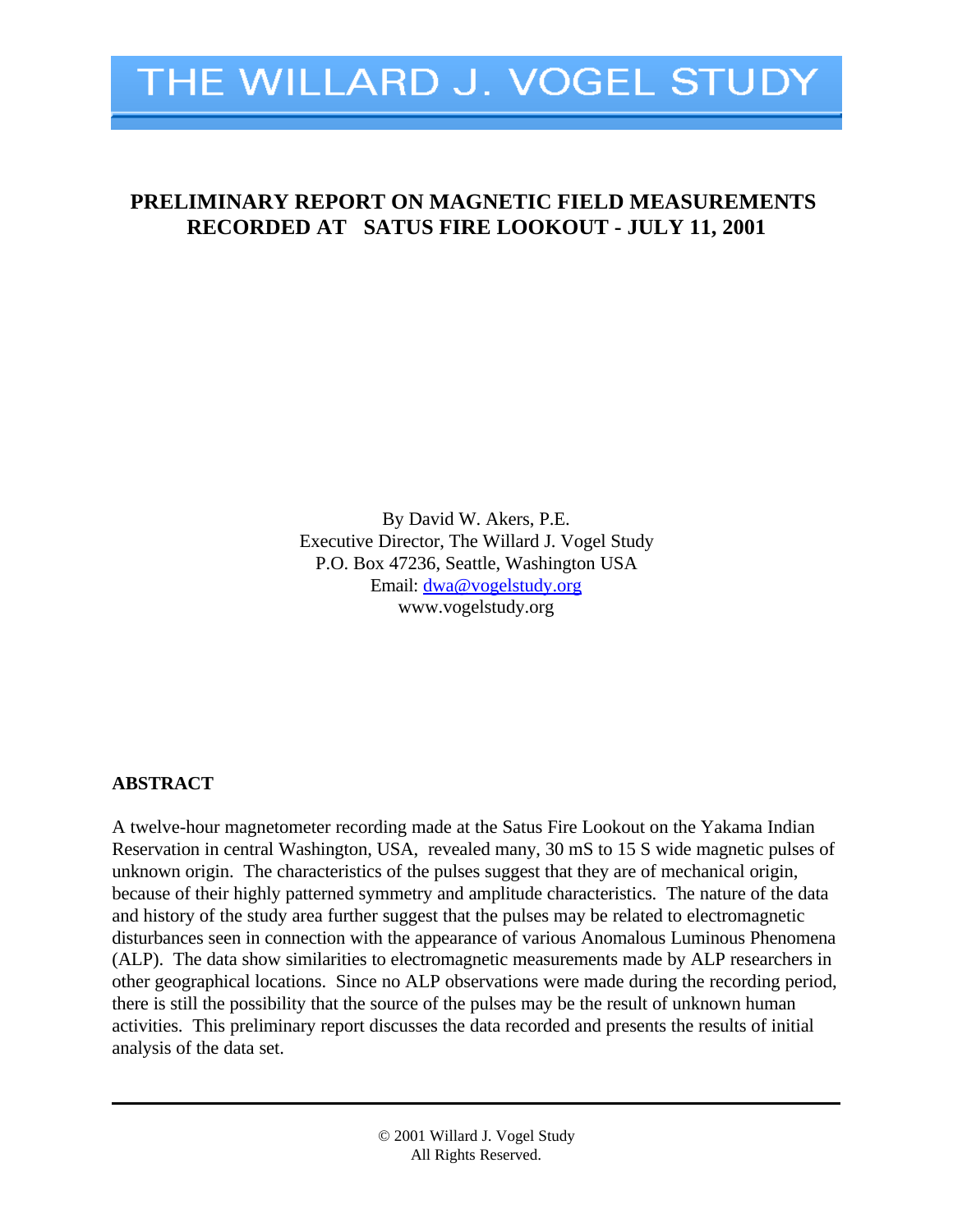# THE WILLARD J. VOGEL STUDY

## PRELIMINARY REPORT ON MAGNETIC FIELD MEASUREMENTS RECORDED AT SATUS FIRE LOOKOUT - JULY 11, 2001

By David W. Akers, P.E.
Executive Director, The Willard J. Vogel Study
P.O. Box 47236, Seattle, Washington USA
Email: dwa@vogelstudy.org
www.vogelstudy.org

### ABSTRACT

A twelve-hour magnetometer recording made at the Satus Fire Lookout on the Yakama Indian Reservation in central Washington, USA, revealed many, 30 mS to 15 S wide magnetic pulses of unknown origin. The characteristics of the pulses suggest that they are of mechanical origin, because of their highly patterned symmetry and amplitude characteristics. The nature of the data and history of the study area further suggest that the pulses may be related to electromagnetic disturbances seen in connection with the appearance of various Anomalous Luminous Phenomena (ALP). The data show similarities to electromagnetic measurements made by ALP researchers in other geographical locations. Since no ALP observations were made during the recording period, there is still the possibility that the source of the pulses may be the result of unknown human activities. This preliminary report discusses the data recorded and presents the results of initial analysis of the data set.

---

© 2001 Willard J. Vogel Study
All Rights Reserved.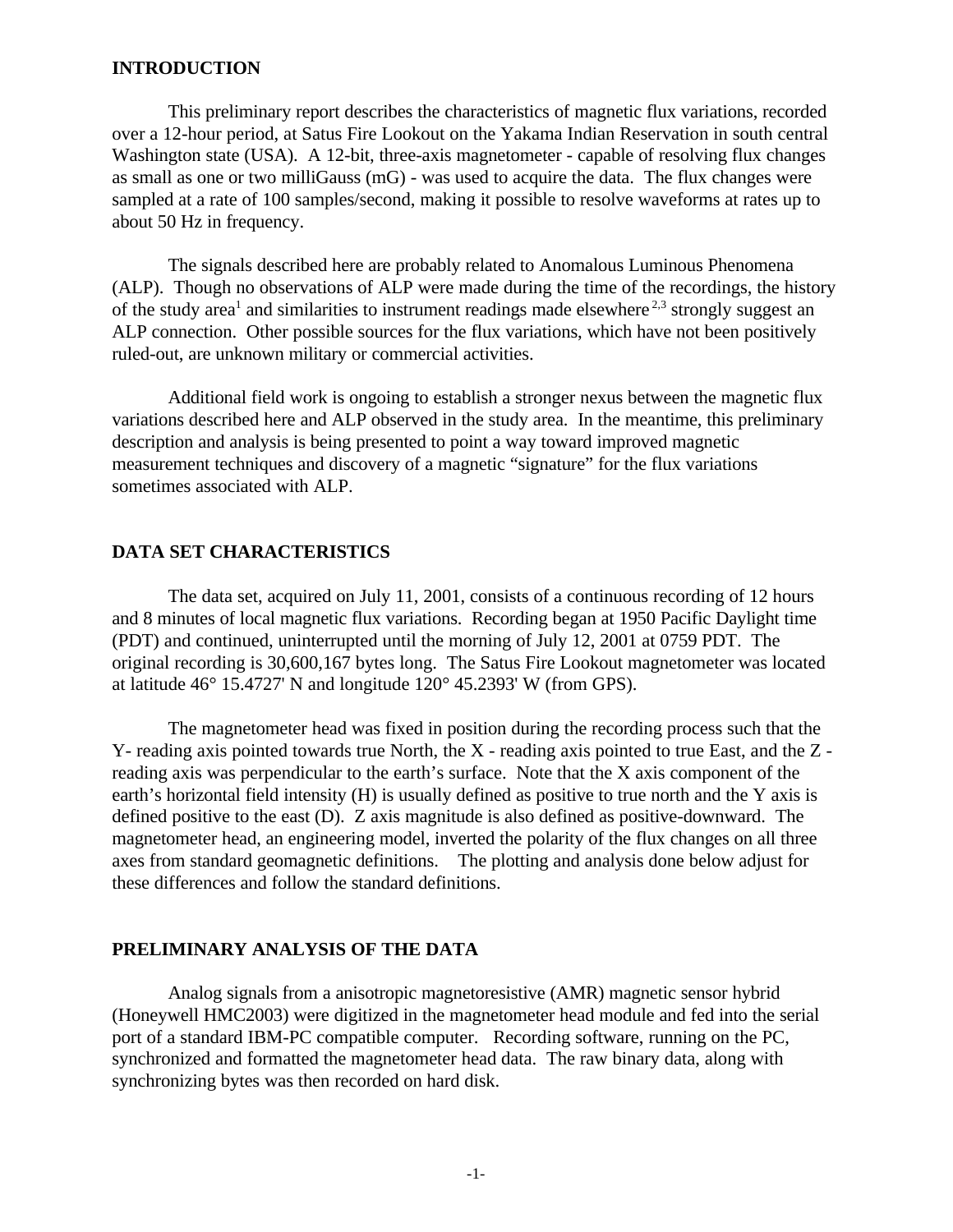## INTRODUCTION

This preliminary report describes the characteristics of magnetic flux variations, recorded over a 12-hour period, at Satus Fire Lookout on the Yakama Indian Reservation in south central Washington state (USA). A 12-bit, three-axis magnetometer - capable of resolving flux changes as small as one or two milliGauss (mG) - was used to acquire the data. The flux changes were sampled at a rate of 100 samples/second, making it possible to resolve waveforms at rates up to about 50 Hz in frequency.

The signals described here are probably related to Anomalous Luminous Phenomena (ALP). Though no observations of ALP were made during the time of the recordings, the history of the study area[1] and similarities to instrument readings made elsewhere[2,3] strongly suggest an ALP connection. Other possible sources for the flux variations, which have not been positively ruled-out, are unknown military or commercial activities.

Additional field work is ongoing to establish a stronger nexus between the magnetic flux variations described here and ALP observed in the study area. In the meantime, this preliminary description and analysis is being presented to point a way toward improved magnetic measurement techniques and discovery of a magnetic "signature" for the flux variations sometimes associated with ALP.

## DATA SET CHARACTERISTICS

The data set, acquired on July 11, 2001, consists of a continuous recording of 12 hours and 8 minutes of local magnetic flux variations. Recording began at 1950 Pacific Daylight time (PDT) and continued, uninterrupted until the morning of July 12, 2001 at 0759 PDT. The original recording is 30,600,167 bytes long. The Satus Fire Lookout magnetometer was located at latitude 46° 15.4727' N and longitude 120° 45.2393' W (from GPS).

The magnetometer head was fixed in position during the recording process such that the Y- reading axis pointed towards true North, the X - reading axis pointed to true East, and the Z - reading axis was perpendicular to the earth's surface. Note that the X axis component of the earth's horizontal field intensity (H) is usually defined as positive to true north and the Y axis is defined positive to the east (D). Z axis magnitude is also defined as positive-downward. The magnetometer head, an engineering model, inverted the polarity of the flux changes on all three axes from standard geomagnetic definitions. The plotting and analysis done below adjust for these differences and follow the standard definitions.

## PRELIMINARY ANALYSIS OF THE DATA

Analog signals from a anisotropic magnetoresistive (AMR) magnetic sensor hybrid (Honeywell HMC2003) were digitized in the magnetometer head module and fed into the serial port of a standard IBM-PC compatible computer. Recording software, running on the PC, synchronized and formatted the magnetometer head data. The raw binary data, along with synchronizing bytes was then recorded on hard disk.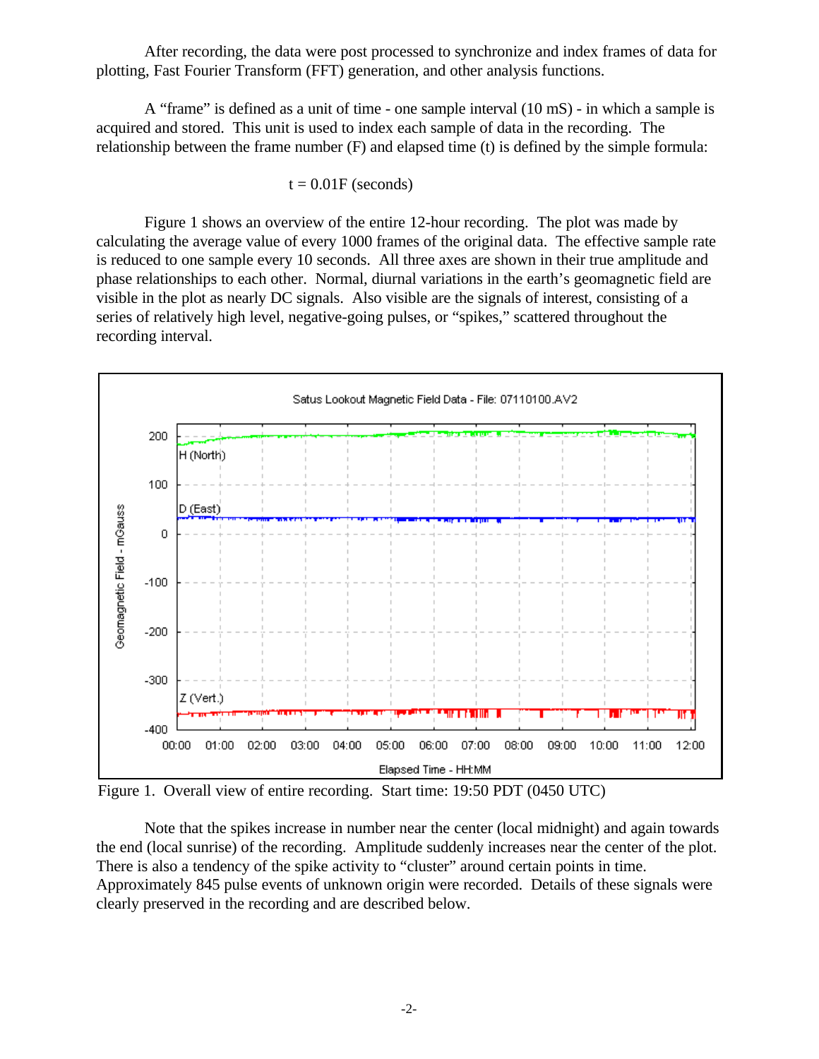After recording, the data were post processed to synchronize and index frames of data for plotting, Fast Fourier Transform (FFT) generation, and other analysis functions.

A "frame" is defined as a unit of time - one sample interval (10 mS) - in which a sample is acquired and stored. This unit is used to index each sample of data in the recording. The relationship between the frame number (F) and elapsed time (t) is defined by the simple formula:

$$t = 0.01F \text{ (seconds)}$$

Figure 1 shows an overview of the entire 12-hour recording. The plot was made by calculating the average value of every 1000 frames of the original data. The effective sample rate is reduced to one sample every 10 seconds. All three axes are shown in their true amplitude and phase relationships to each other. Normal, diurnal variations in the earth's geomagnetic field are visible in the plot as nearly DC signals. Also visible are the signals of interest, consisting of a series of relatively high level, negative-going pulses, or "spikes," scattered throughout the recording interval.

Figure 1. Overall view of entire recording. Start time: 19:50 PDT (0450 UTC)

Note that the spikes increase in number near the center (local midnight) and again towards the end (local sunrise) of the recording. Amplitude suddenly increases near the center of the plot. There is also a tendency of the spike activity to "cluster" around certain points in time. Approximately 845 pulse events of unknown origin were recorded. Details of these signals were clearly preserved in the recording and are described below.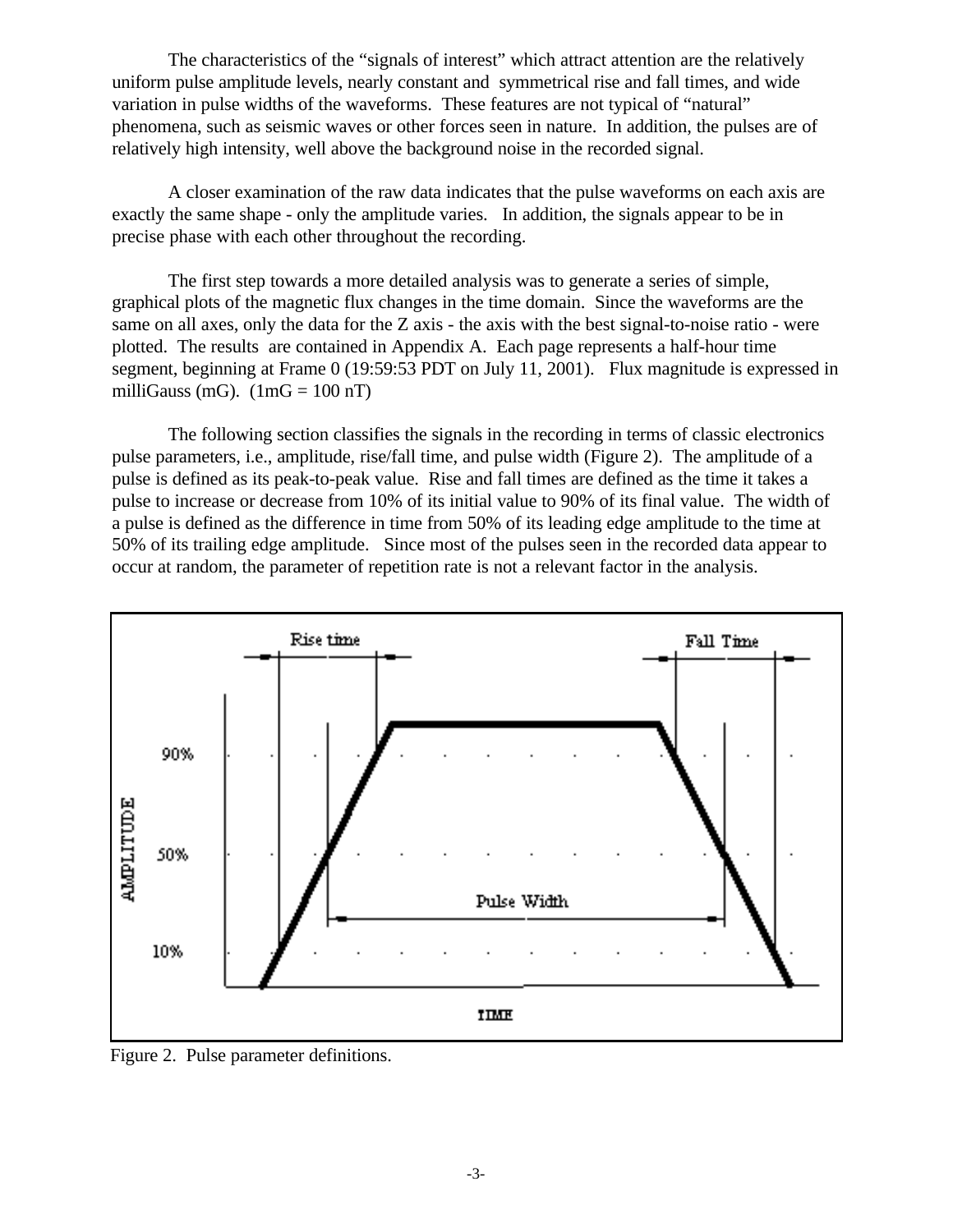The characteristics of the "signals of interest" which attract attention are the relatively uniform pulse amplitude levels, nearly constant and symmetrical rise and fall times, and wide variation in pulse widths of the waveforms. These features are not typical of "natural" phenomena, such as seismic waves or other forces seen in nature. In addition, the pulses are of relatively high intensity, well above the background noise in the recorded signal.

A closer examination of the raw data indicates that the pulse waveforms on each axis are exactly the same shape - only the amplitude varies. In addition, the signals appear to be in precise phase with each other throughout the recording.

The first step towards a more detailed analysis was to generate a series of simple, graphical plots of the magnetic flux changes in the time domain. Since the waveforms are the same on all axes, only the data for the Z axis - the axis with the best signal-to-noise ratio - were plotted. The results are contained in Appendix A. Each page represents a half-hour time segment, beginning at Frame 0 (19:59:53 PDT on July 11, 2001). Flux magnitude is expressed in milliGauss (mG). (1mG = 100 nT)

The following section classifies the signals in the recording in terms of classic electronics pulse parameters, i.e., amplitude, rise/fall time, and pulse width (Figure 2). The amplitude of a pulse is defined as its peak-to-peak value. Rise and fall times are defined as the time it takes a pulse to increase or decrease from 10% of its initial value to 90% of its final value. The width of a pulse is defined as the difference in time from 50% of its leading edge amplitude to the time at 50% of its trailing edge amplitude. Since most of the pulses seen in the recorded data appear to occur at random, the parameter of repetition rate is not a relevant factor in the analysis.

Figure 2. Pulse parameter definitions.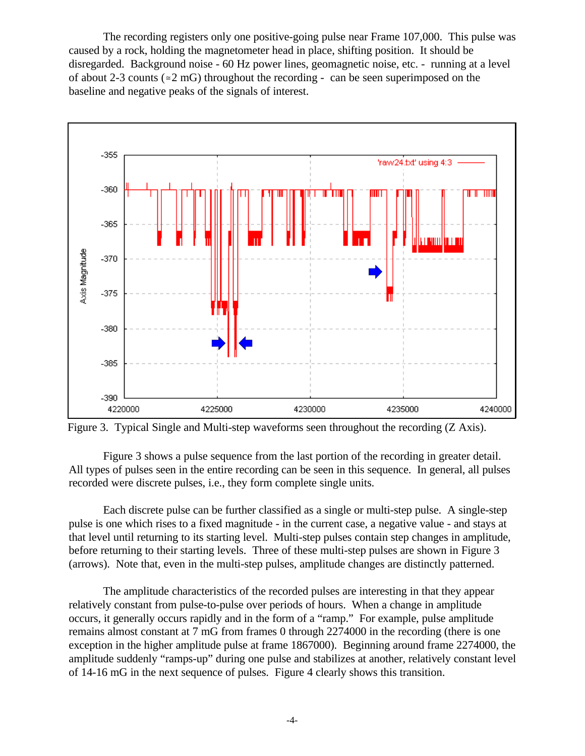The recording registers only one positive-going pulse near Frame 107,000. This pulse was caused by a rock, holding the magnetometer head in place, shifting position. It should be disregarded. Background noise - 60 Hz power lines, geomagnetic noise, etc. - running at a level of about 2-3 counts (≅2 mG) throughout the recording - can be seen superimposed on the baseline and negative peaks of the signals of interest.

Figure 3. Typical Single and Multi-step waveforms seen throughout the recording (Z Axis).

Figure 3 shows a pulse sequence from the last portion of the recording in greater detail. All types of pulses seen in the entire recording can be seen in this sequence. In general, all pulses recorded were discrete pulses, i.e., they form complete single units.

Each discrete pulse can be further classified as a single or multi-step pulse. A single-step pulse is one which rises to a fixed magnitude - in the current case, a negative value - and stays at that level until returning to its starting level. Multi-step pulses contain step changes in amplitude, before returning to their starting levels. Three of these multi-step pulses are shown in Figure 3 (arrows). Note that, even in the multi-step pulses, amplitude changes are distinctly patterned.

The amplitude characteristics of the recorded pulses are interesting in that they appear relatively constant from pulse-to-pulse over periods of hours. When a change in amplitude occurs, it generally occurs rapidly and in the form of a "ramp." For example, pulse amplitude remains almost constant at 7 mG from frames 0 through 2274000 in the recording (there is one exception in the higher amplitude pulse at frame 1867000). Beginning around frame 2274000, the amplitude suddenly "ramps-up" during one pulse and stabilizes at another, relatively constant level of 14-16 mG in the next sequence of pulses. Figure 4 clearly shows this transition.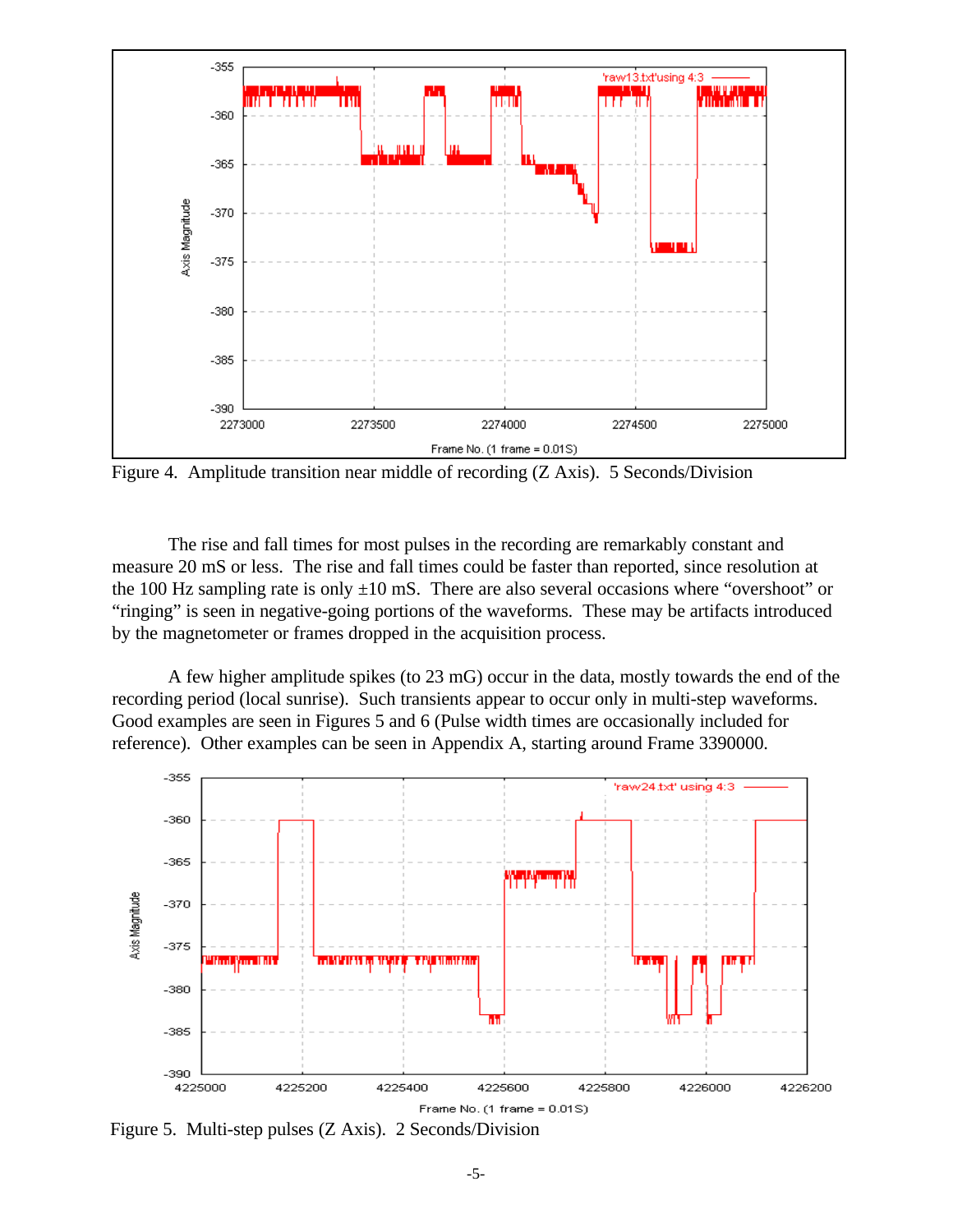Figure 4. Amplitude transition near middle of recording (Z Axis). 5 Seconds/Division

The rise and fall times for most pulses in the recording are remarkably constant and measure 20 mS or less. The rise and fall times could be faster than reported, since resolution at the 100 Hz sampling rate is only ±10 mS. There are also several occasions where "overshoot" or "ringing" is seen in negative-going portions of the waveforms. These may be artifacts introduced by the magnetometer or frames dropped in the acquisition process.

A few higher amplitude spikes (to 23 mG) occur in the data, mostly towards the end of the recording period (local sunrise). Such transients appear to occur only in multi-step waveforms. Good examples are seen in Figures 5 and 6 (Pulse width times are occasionally included for reference). Other examples can be seen in Appendix A, starting around Frame 3390000.

Figure 5. Multi-step pulses (Z Axis). 2 Seconds/Division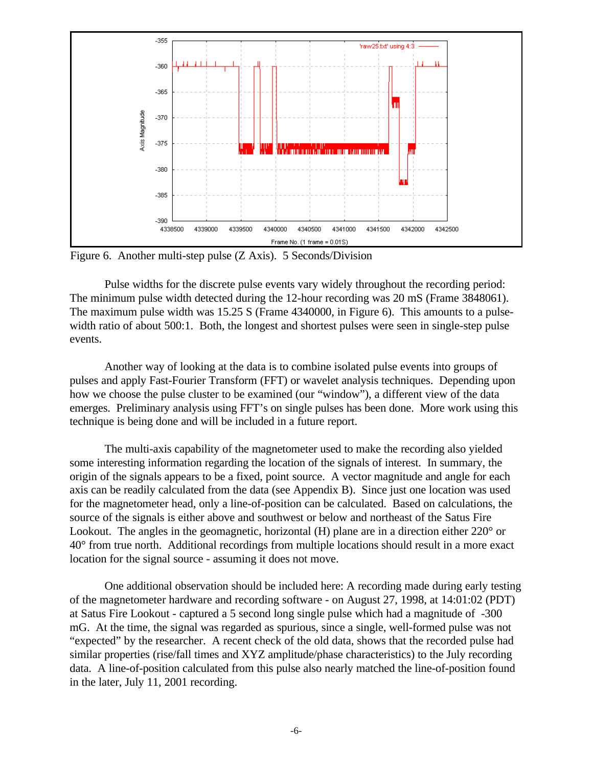Figure 6.  Another multi-step pulse (Z Axis).  5 Seconds/Division

Pulse widths for the discrete pulse events vary widely throughout the recording period: The minimum pulse width detected during the 12-hour recording was 20 mS (Frame 3848061). The maximum pulse width was 15.25 S (Frame 4340000, in Figure 6).  This amounts to a pulse-width ratio of about 500:1.  Both, the longest and shortest pulses were seen in single-step pulse events.

Another way of looking at the data is to combine isolated pulse events into groups of pulses and apply Fast-Fourier Transform (FFT) or wavelet analysis techniques.  Depending upon how we choose the pulse cluster to be examined (our "window"), a different view of the data emerges.  Preliminary analysis using FFT's on single pulses has been done.  More work using this technique is being done and will be included in a future report.

The multi-axis capability of the magnetometer used to make the recording also yielded some interesting information regarding the location of the signals of interest.  In summary, the origin of the signals appears to be a fixed, point source.  A vector magnitude and angle for each axis can be readily calculated from the data (see Appendix B).  Since just one location was used for the magnetometer head, only a line-of-position can be calculated.  Based on calculations, the source of the signals is either above and southwest or below and northeast of the Satus Fire Lookout.  The angles in the geomagnetic, horizontal (H) plane are in a direction either 220° or 40° from true north.  Additional recordings from multiple locations should result in a more exact location for the signal source - assuming it does not move.

One additional observation should be included here: A recording made during early testing of the magnetometer hardware and recording software - on August 27, 1998, at 14:01:02 (PDT) at Satus Fire Lookout - captured a 5 second long single pulse which had a magnitude of  -300 mG.  At the time, the signal was regarded as spurious, since a single, well-formed pulse was not "expected" by the researcher.  A recent check of the old data, shows that the recorded pulse had similar properties (rise/fall times and XYZ amplitude/phase characteristics) to the July recording data.  A line-of-position calculated from this pulse also nearly matched the line-of-position found in the later, July 11, 2001 recording.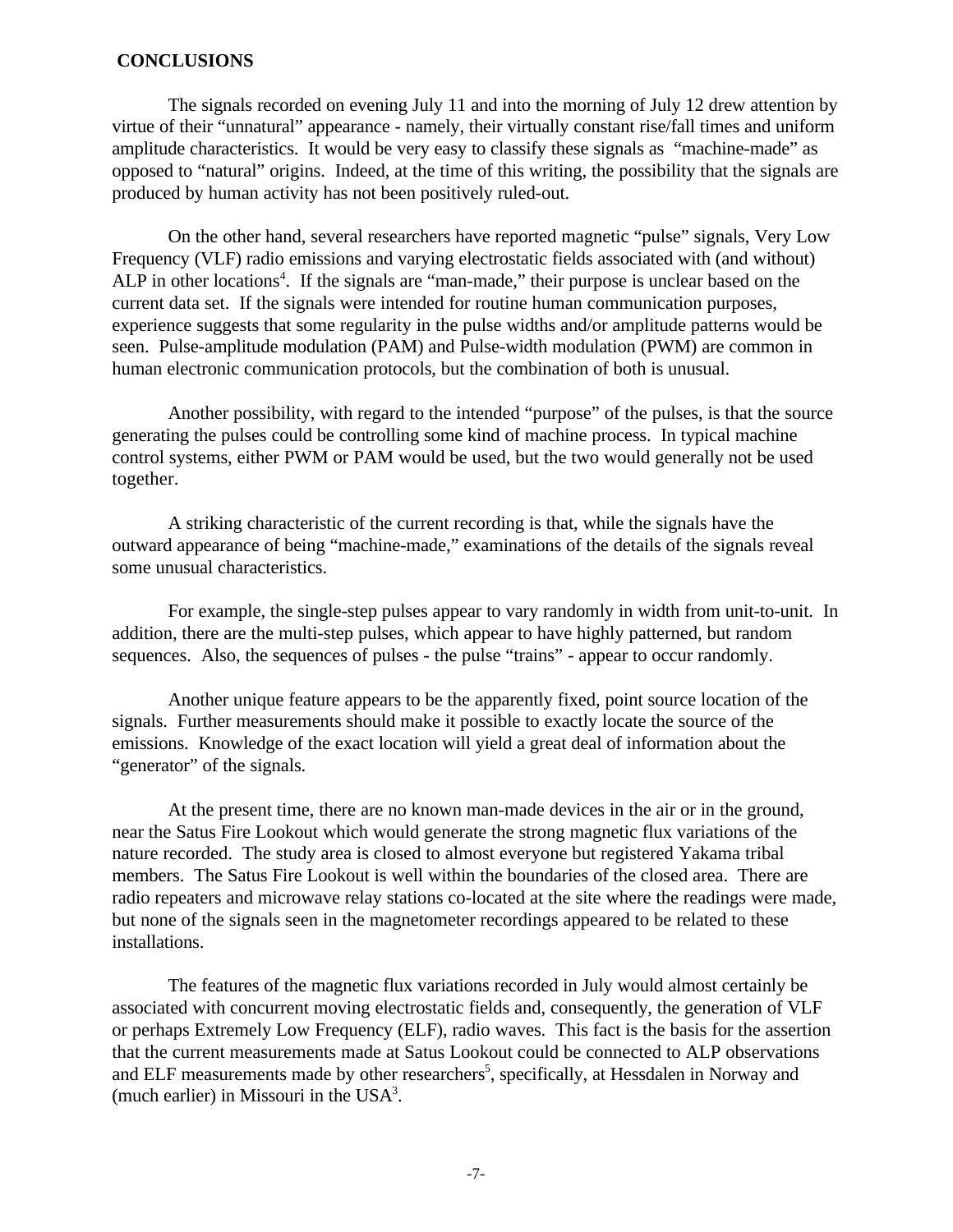## CONCLUSIONS

The signals recorded on evening July 11 and into the morning of July 12 drew attention by virtue of their "unnatural" appearance - namely, their virtually constant rise/fall times and uniform amplitude characteristics. It would be very easy to classify these signals as "machine-made" as opposed to "natural" origins. Indeed, at the time of this writing, the possibility that the signals are produced by human activity has not been positively ruled-out.

On the other hand, several researchers have reported magnetic "pulse" signals, Very Low Frequency (VLF) radio emissions and varying electrostatic fields associated with (and without) ALP in other locations[4]. If the signals are "man-made," their purpose is unclear based on the current data set. If the signals were intended for routine human communication purposes, experience suggests that some regularity in the pulse widths and/or amplitude patterns would be seen. Pulse-amplitude modulation (PAM) and Pulse-width modulation (PWM) are common in human electronic communication protocols, but the combination of both is unusual.

Another possibility, with regard to the intended "purpose" of the pulses, is that the source generating the pulses could be controlling some kind of machine process. In typical machine control systems, either PWM or PAM would be used, but the two would generally not be used together.

A striking characteristic of the current recording is that, while the signals have the outward appearance of being "machine-made," examinations of the details of the signals reveal some unusual characteristics.

For example, the single-step pulses appear to vary randomly in width from unit-to-unit. In addition, there are the multi-step pulses, which appear to have highly patterned, but random sequences. Also, the sequences of pulses - the pulse "trains" - appear to occur randomly.

Another unique feature appears to be the apparently fixed, point source location of the signals. Further measurements should make it possible to exactly locate the source of the emissions. Knowledge of the exact location will yield a great deal of information about the "generator" of the signals.

At the present time, there are no known man-made devices in the air or in the ground, near the Satus Fire Lookout which would generate the strong magnetic flux variations of the nature recorded. The study area is closed to almost everyone but registered Yakama tribal members. The Satus Fire Lookout is well within the boundaries of the closed area. There are radio repeaters and microwave relay stations co-located at the site where the readings were made, but none of the signals seen in the magnetometer recordings appeared to be related to these installations.

The features of the magnetic flux variations recorded in July would almost certainly be associated with concurrent moving electrostatic fields and, consequently, the generation of VLF or perhaps Extremely Low Frequency (ELF), radio waves. This fact is the basis for the assertion that the current measurements made at Satus Lookout could be connected to ALP observations and ELF measurements made by other researchers[5], specifically, at Hessdalen in Norway and (much earlier) in Missouri in the USA[3].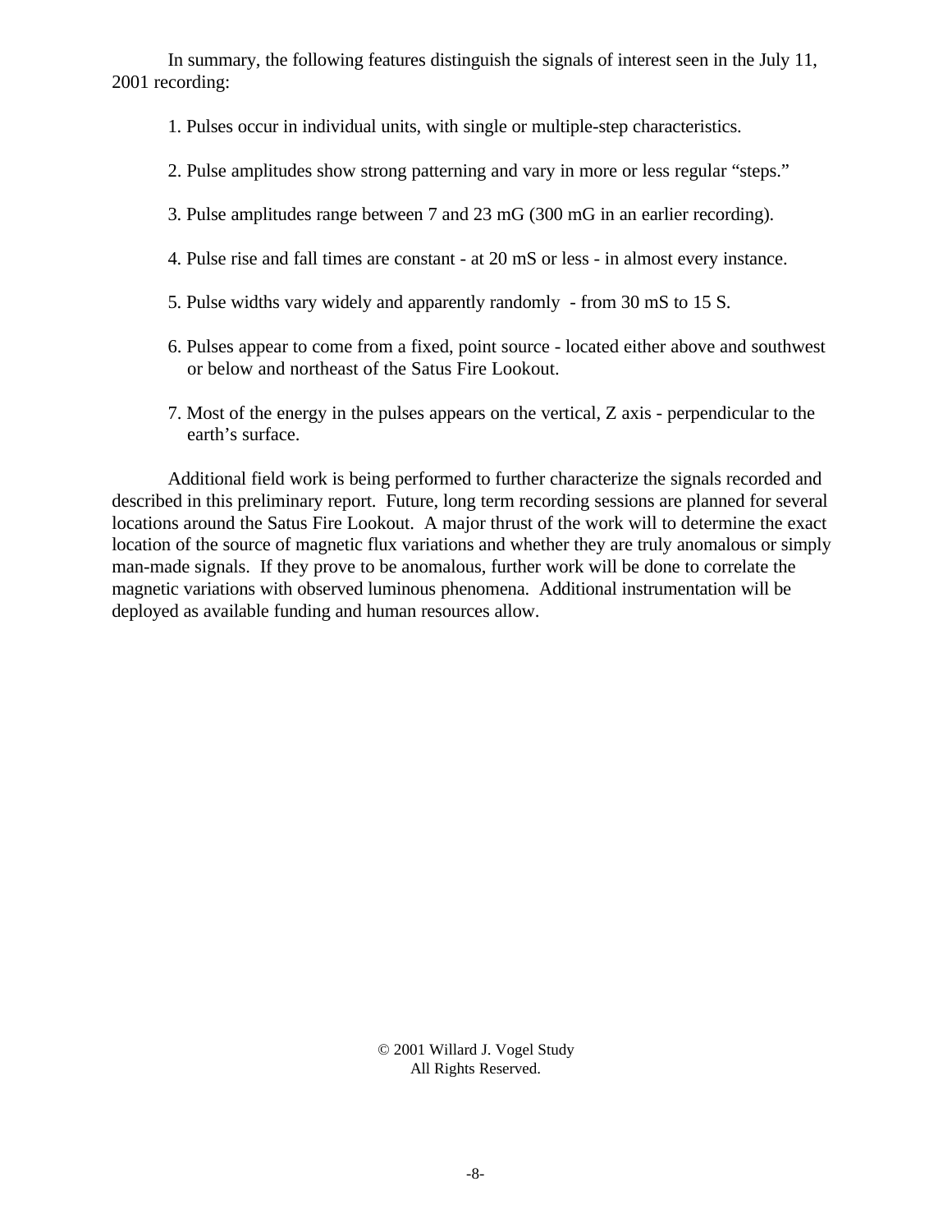In summary, the following features distinguish the signals of interest seen in the July 11, 2001 recording:

1. Pulses occur in individual units, with single or multiple-step characteristics.

2. Pulse amplitudes show strong patterning and vary in more or less regular "steps."

3. Pulse amplitudes range between 7 and 23 mG (300 mG in an earlier recording).

4. Pulse rise and fall times are constant - at 20 mS or less - in almost every instance.

5. Pulse widths vary widely and apparently randomly - from 30 mS to 15 S.

6. Pulses appear to come from a fixed, point source - located either above and southwest or below and northeast of the Satus Fire Lookout.

7. Most of the energy in the pulses appears on the vertical, Z axis - perpendicular to the earth's surface.

Additional field work is being performed to further characterize the signals recorded and described in this preliminary report. Future, long term recording sessions are planned for several locations around the Satus Fire Lookout. A major thrust of the work will to determine the exact location of the source of magnetic flux variations and whether they are truly anomalous or simply man-made signals. If they prove to be anomalous, further work will be done to correlate the magnetic variations with observed luminous phenomena. Additional instrumentation will be deployed as available funding and human resources allow.

© 2001 Willard J. Vogel Study
All Rights Reserved.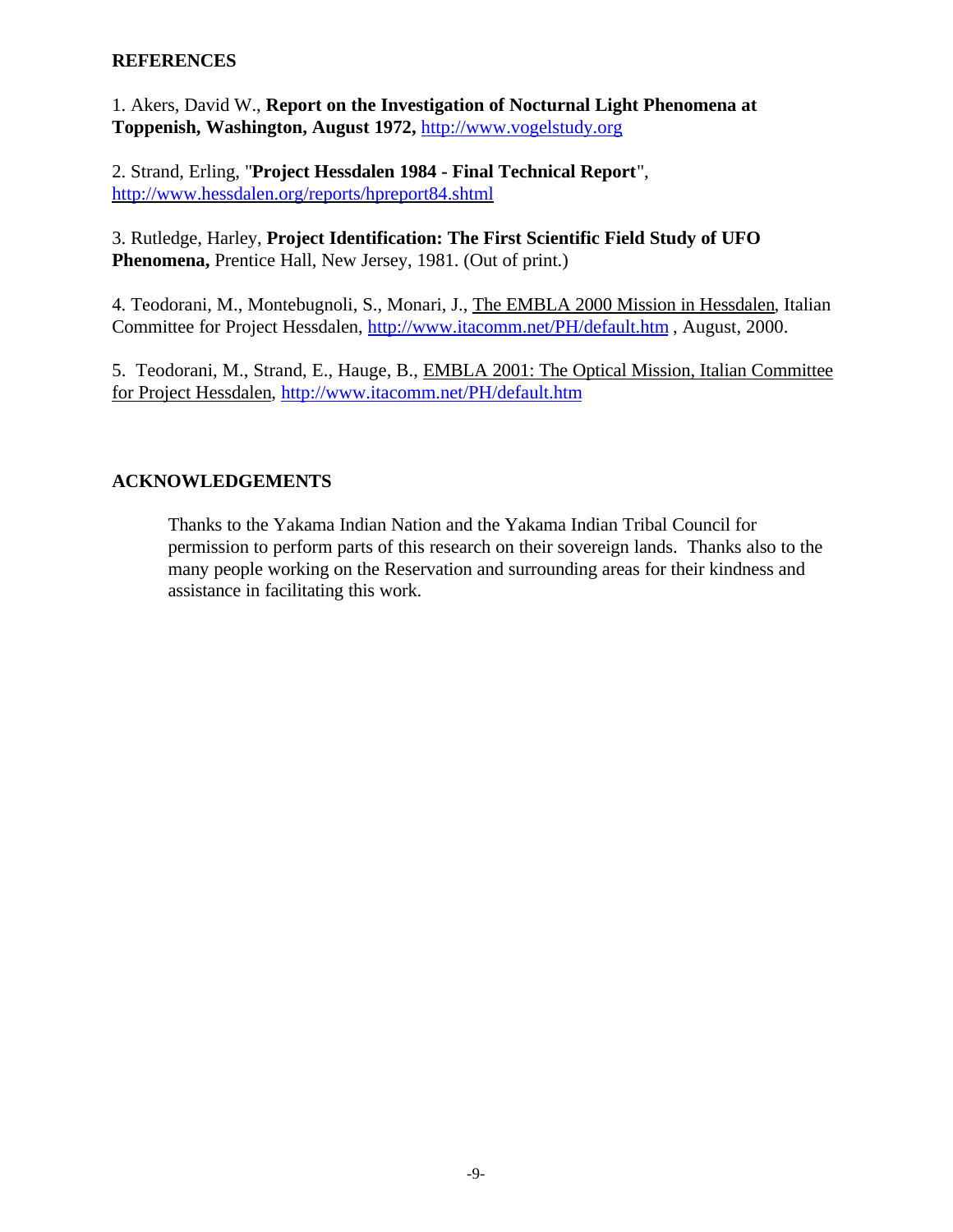## REFERENCES

1. Akers, David W., **Report on the Investigation of Nocturnal Light Phenomena at Toppenish, Washington, August 1972,** http://www.vogelstudy.org

2. Strand, Erling, "**Project Hessdalen 1984 - Final Technical Report**", http://www.hessdalen.org/reports/hpreport84.shtml

3. Rutledge, Harley, **Project Identification: The First Scientific Field Study of UFO Phenomena,** Prentice Hall, New Jersey, 1981. (Out of print.)

4. Teodorani, M., Montebugnoli, S., Monari, J., The EMBLA 2000 Mission in Hessdalen, Italian Committee for Project Hessdalen, http://www.itacomm.net/PH/default.htm , August, 2000.

5. Teodorani, M., Strand, E., Hauge, B., EMBLA 2001: The Optical Mission, Italian Committee for Project Hessdalen, http://www.itacomm.net/PH/default.htm

## ACKNOWLEDGEMENTS

Thanks to the Yakama Indian Nation and the Yakama Indian Tribal Council for permission to perform parts of this research on their sovereign lands. Thanks also to the many people working on the Reservation and surrounding areas for their kindness and assistance in facilitating this work.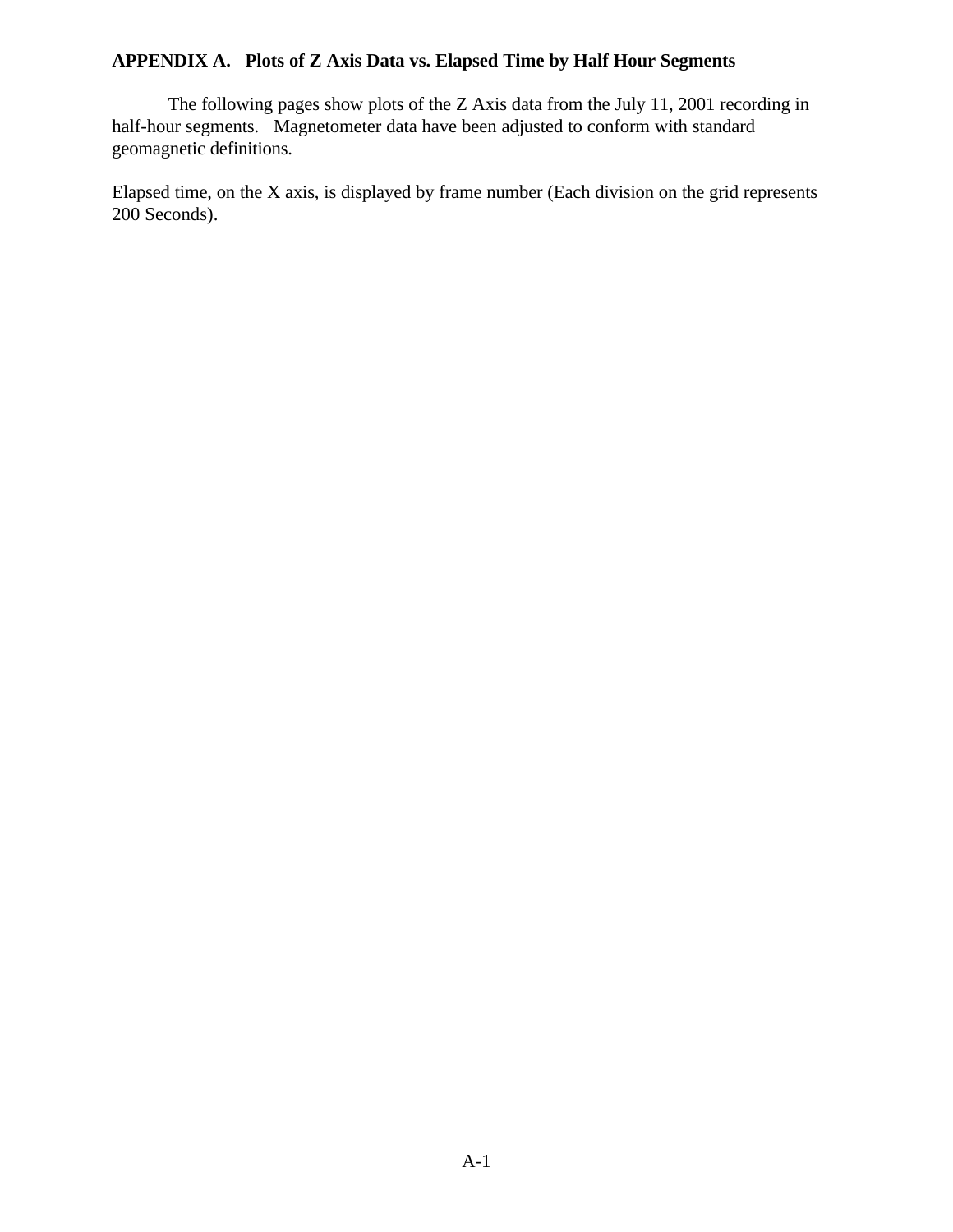## APPENDIX A.   Plots of Z Axis Data vs. Elapsed Time by Half Hour Segments

The following pages show plots of the Z Axis data from the July 11, 2001 recording in half-hour segments.   Magnetometer data have been adjusted to conform with standard geomagnetic definitions.

Elapsed time, on the X axis, is displayed by frame number (Each division on the grid represents 200 Seconds).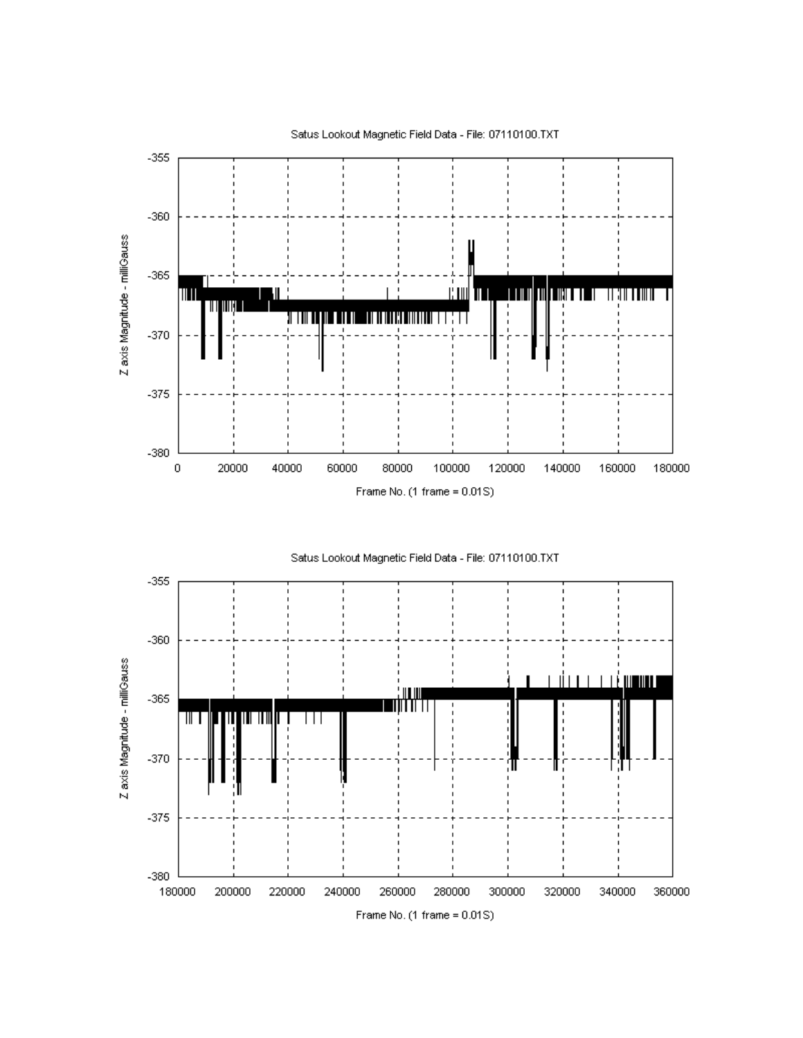Satus Lookout Magnetic Field Data - File: 07110100.TXT

Z axis Magnitude - milliGauss

Frame No. (1 frame = 0.01S)

Satus Lookout Magnetic Field Data - File: 07110100.TXT

Z axis Magnitude - milliGauss

Frame No. (1 frame = 0.01S)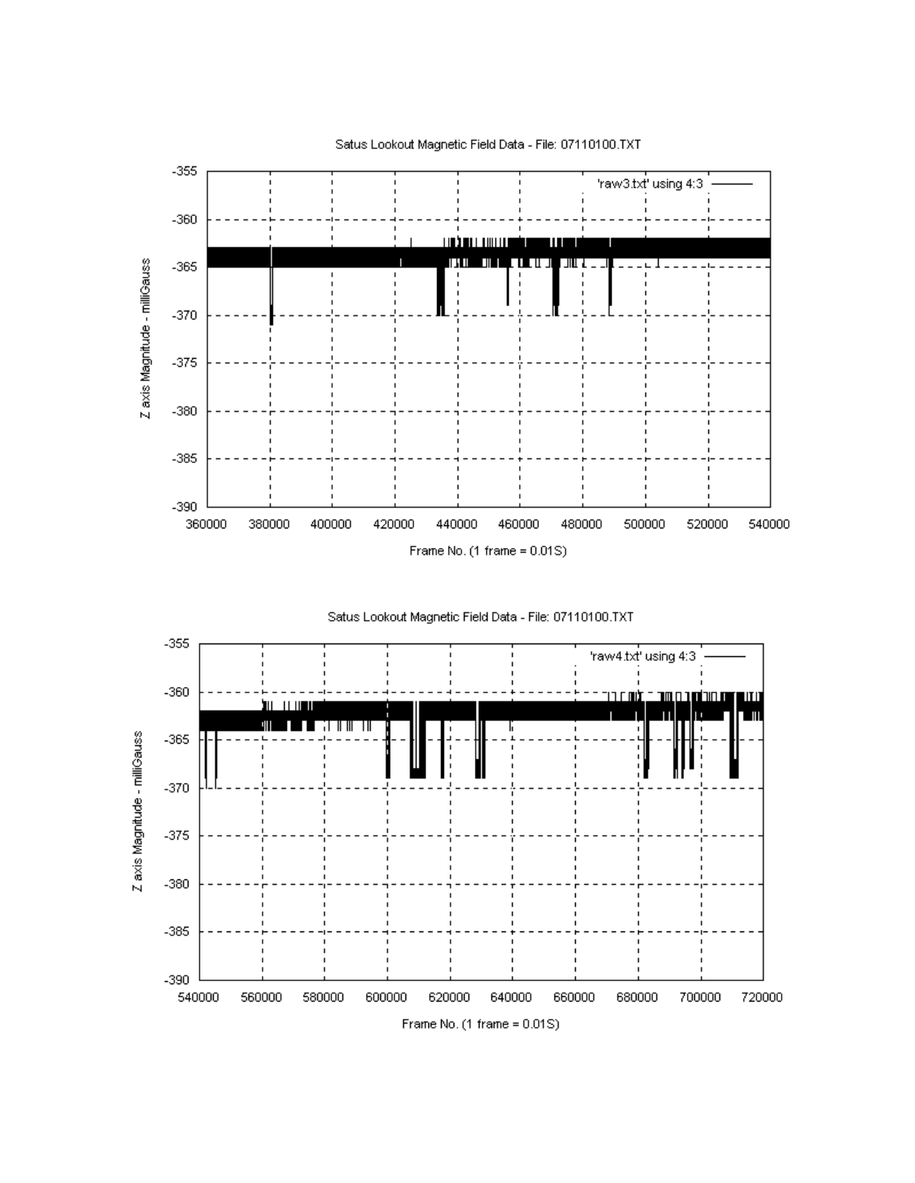Satus Lookout Magnetic Field Data - File: 07110100.TXT

Satus Lookout Magnetic Field Data - File: 07110100.TXT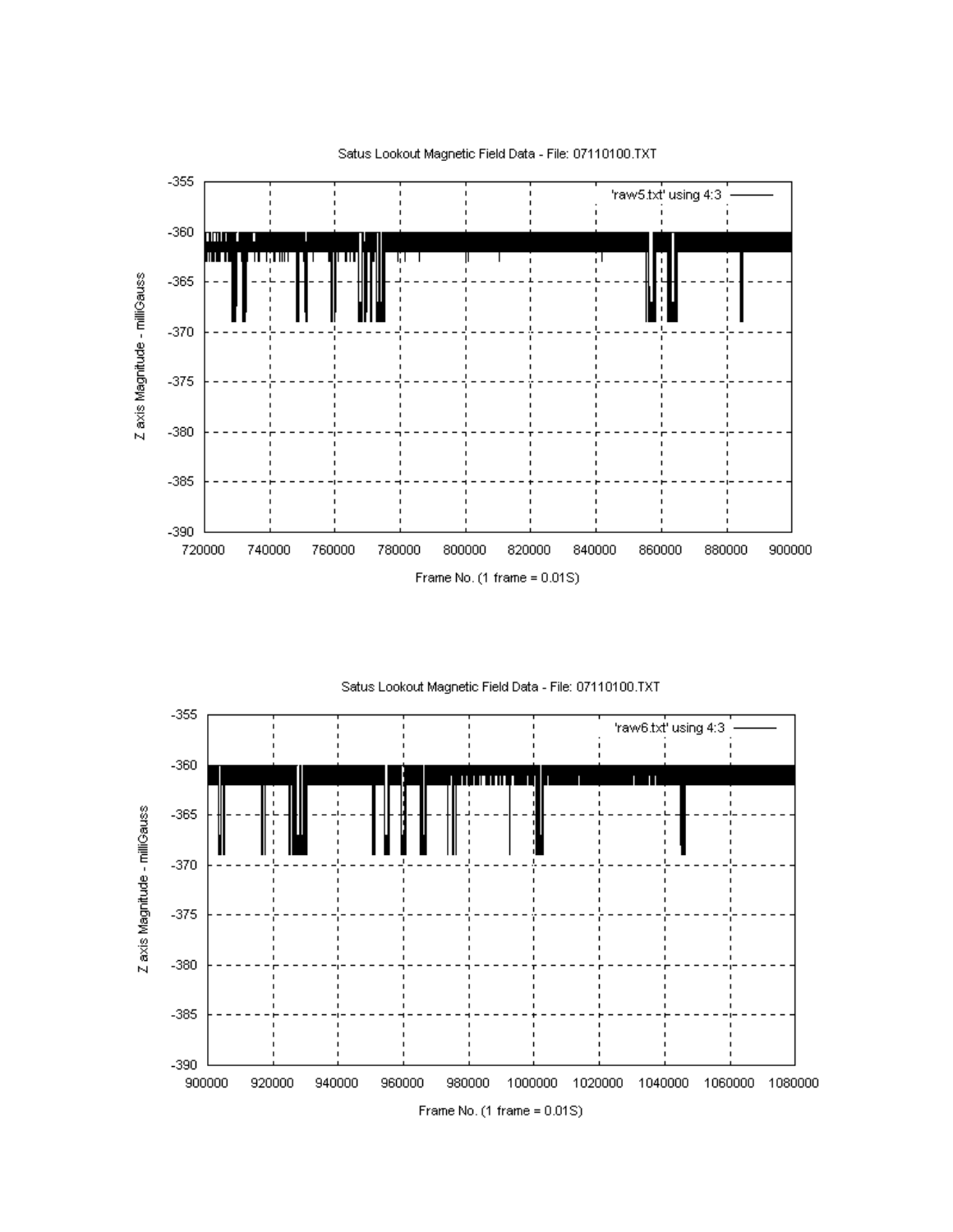Satus Lookout Magnetic Field Data - File: 07110100.TXT

'raw5.txt' using 4:3

Z axis Magnitude - milliGauss

Frame No. (1 frame = 0.01S)

Satus Lookout Magnetic Field Data - File: 07110100.TXT

'raw6.txt' using 4:3

Z axis Magnitude - milliGauss

Frame No. (1 frame = 0.01S)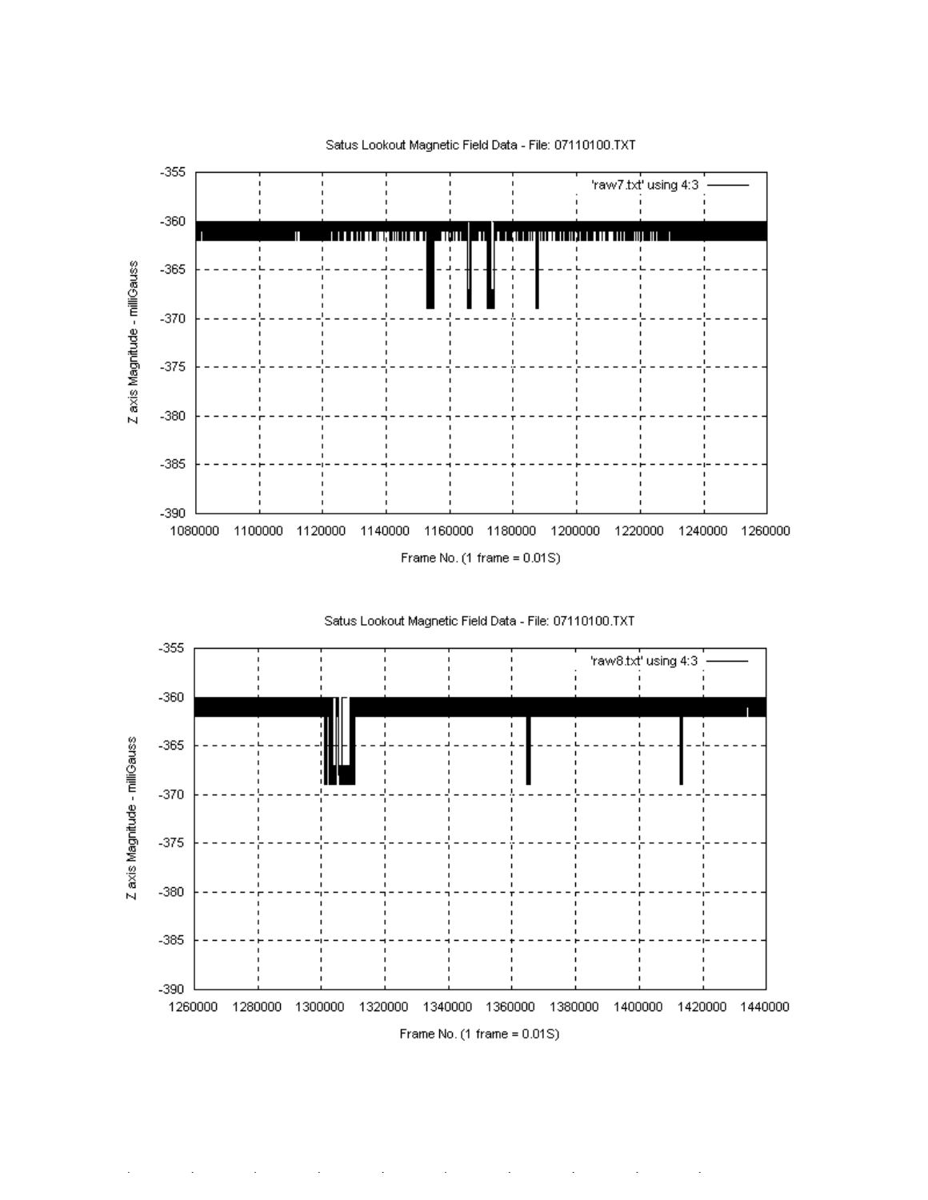Satus Lookout Magnetic Field Data - File: 07110100.TXT

'raw7.txt' using 4:3

Z axis Magnitude - milliGauss

Frame No. (1 frame = 0.01S)

Satus Lookout Magnetic Field Data - File: 07110100.TXT

'raw8.txt' using 4:3

Z axis Magnitude - milliGauss

Frame No. (1 frame = 0.01S)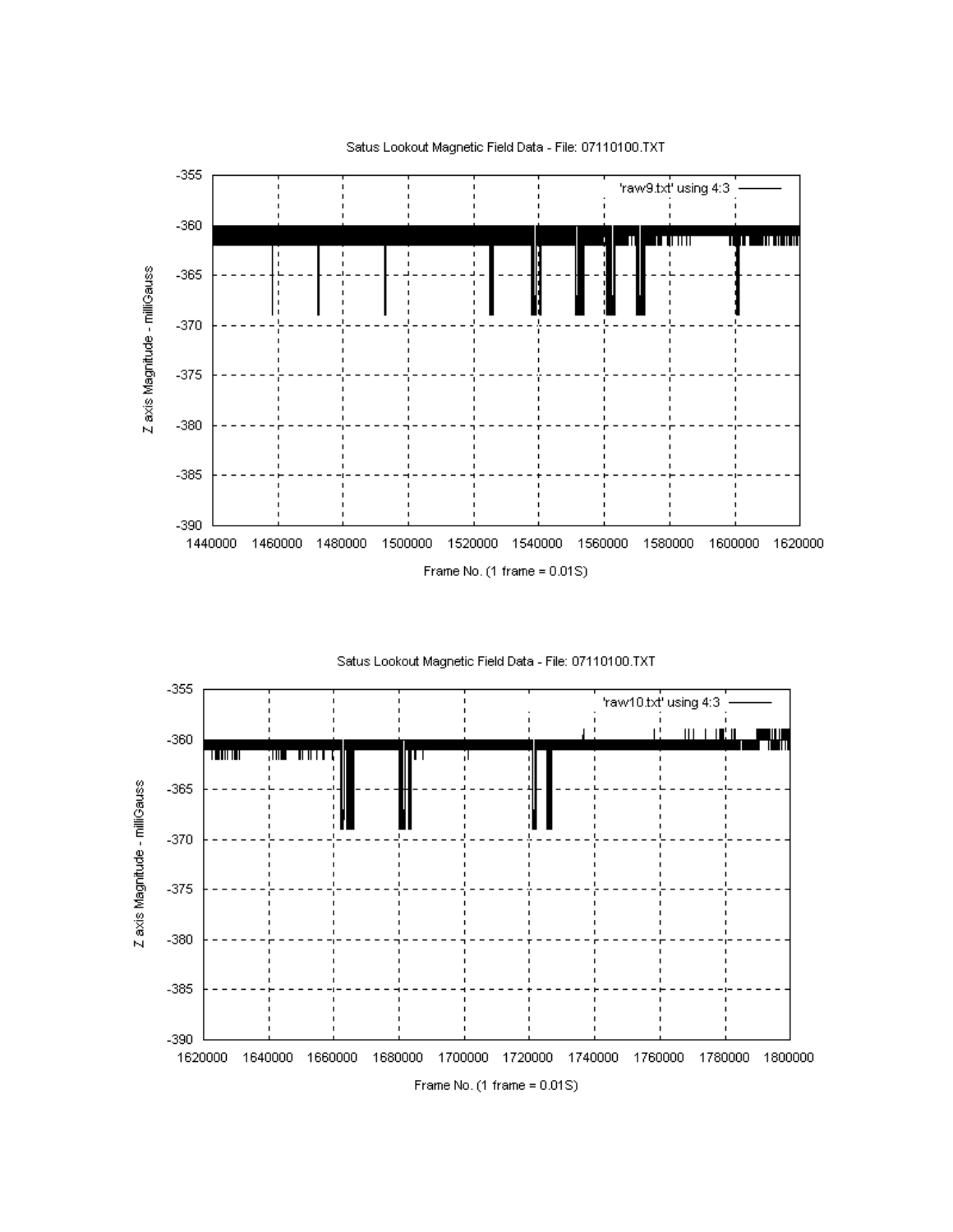Satus Lookout Magnetic Field Data - File: 07110100.TXT

'raw9.txt' using 4:3

Z axis Magnitude - milliGauss

Frame No. (1 frame = 0.01S)

Satus Lookout Magnetic Field Data - File: 07110100.TXT

'raw10.txt' using 4:3

Z axis Magnitude - milliGauss

Frame No. (1 frame = 0.01S)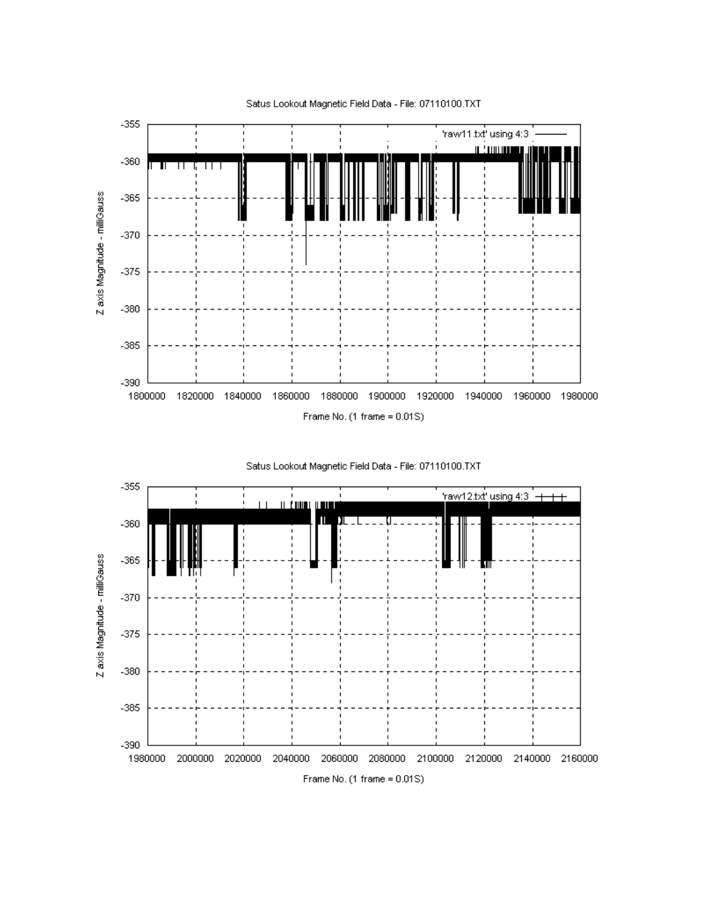Satus Lookout Magnetic Field Data - File: 07110100.TXT

'raw11.txt' using 4:3

Z axis Magnitude - milliGauss

Frame No. (1 frame = 0.01S)

Satus Lookout Magnetic Field Data - File: 07110100.TXT

'raw12.txt' using 4:3

Z axis Magnitude - milliGauss

Frame No. (1 frame = 0.01S)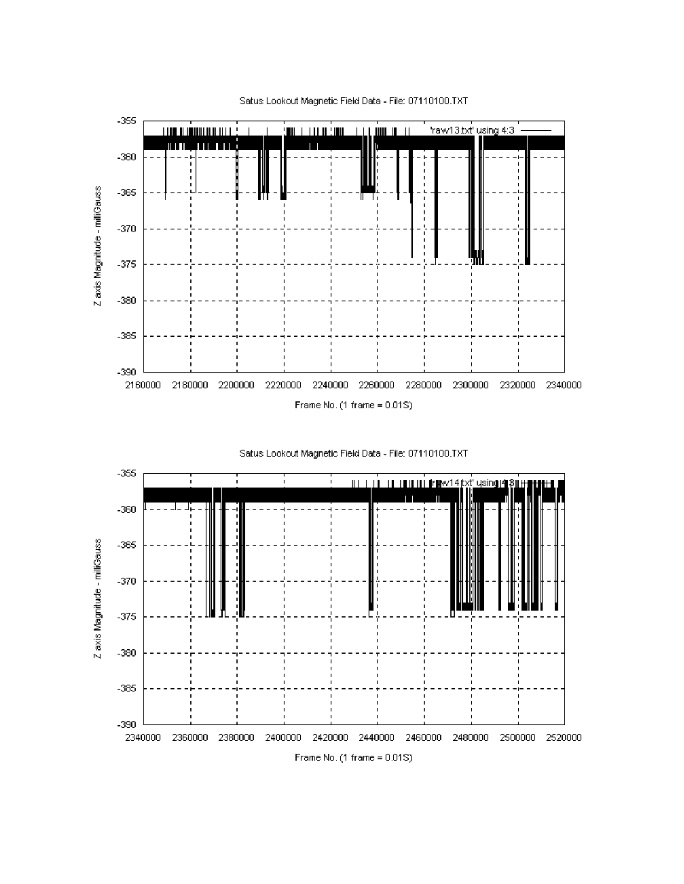Satus Lookout Magnetic Field Data - File: 07110100.TXT

'raw13.txt' using 4:3

Z axis Magnitude - milliGauss

-355
-360
-365
-370
-375
-380
-385
-390

2160000 2180000 2200000 2220000 2240000 2260000 2280000 2300000 2320000 2340000

Frame No. (1 frame = 0.01S)

Satus Lookout Magnetic Field Data - File: 07110100.TXT

'raw14.txt' using 4:3

Z axis Magnitude - milliGauss

-355
-360
-365
-370
-375
-380
-385
-390

2340000 2360000 2380000 2400000 2420000 2440000 2460000 2480000 2500000 2520000

Frame No. (1 frame = 0.01S)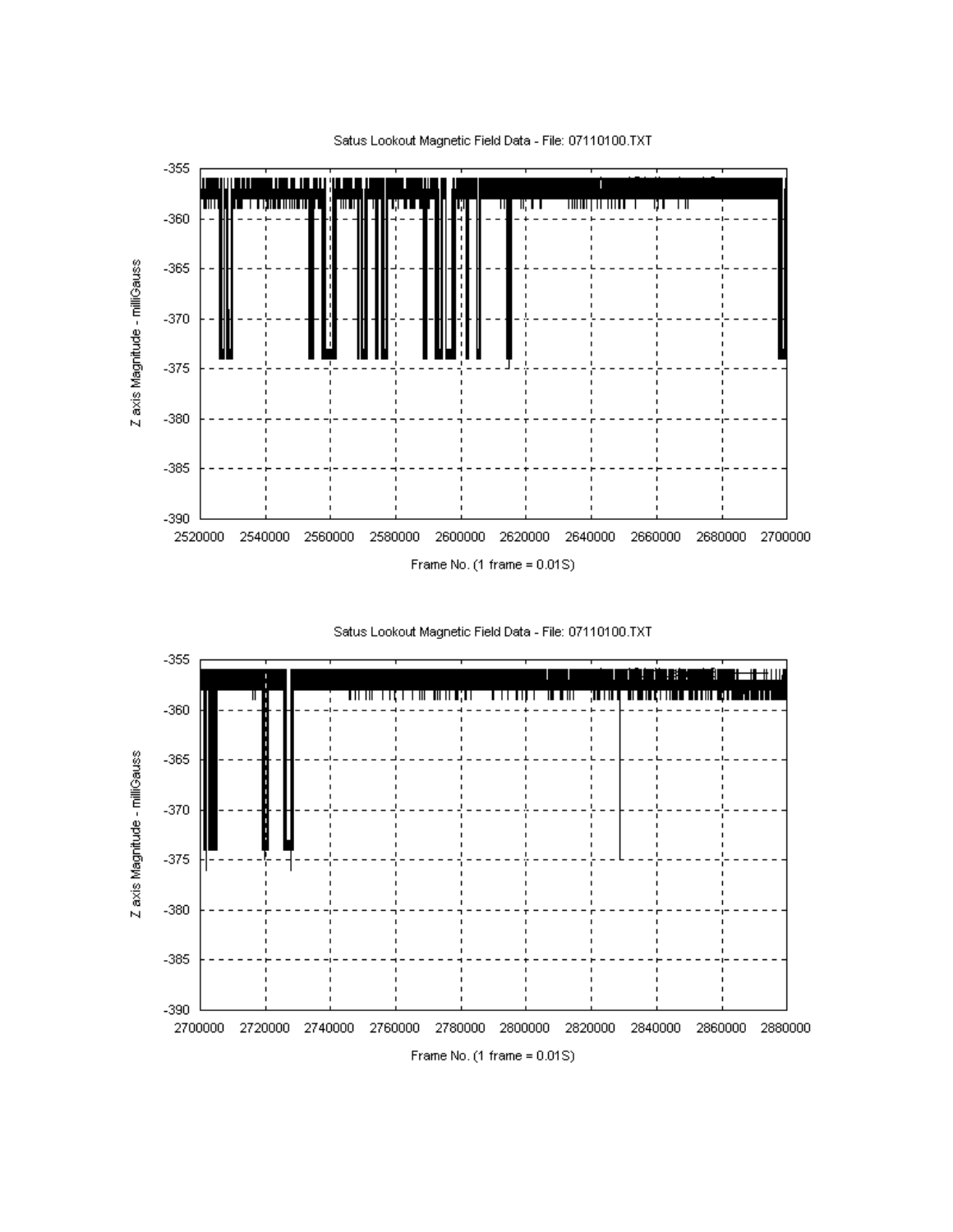Satus Lookout Magnetic Field Data - File: 07110100.TXT

Z axis Magnitude - milliGauss

Frame No. (1 frame = 0.01S)

Satus Lookout Magnetic Field Data - File: 07110100.TXT

Z axis Magnitude - milliGauss

Frame No. (1 frame = 0.01S)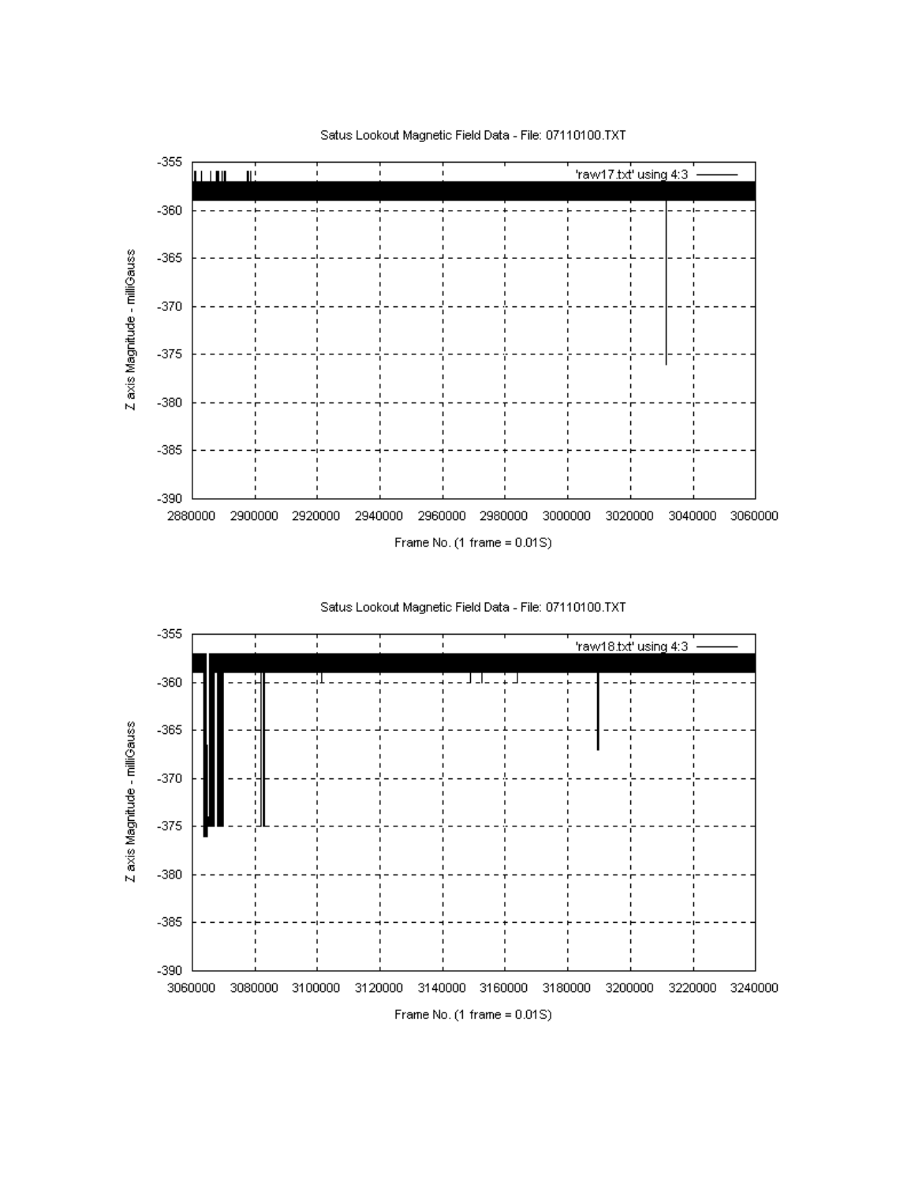Satus Lookout Magnetic Field Data - File: 07110100.TXT

'raw17.txt' using 4:3

Z axis Magnitude - milliGauss

Frame No. (1 frame = 0.01S)

Satus Lookout Magnetic Field Data - File: 07110100.TXT

'raw18.txt' using 4:3

Z axis Magnitude - milliGauss

Frame No. (1 frame = 0.01S)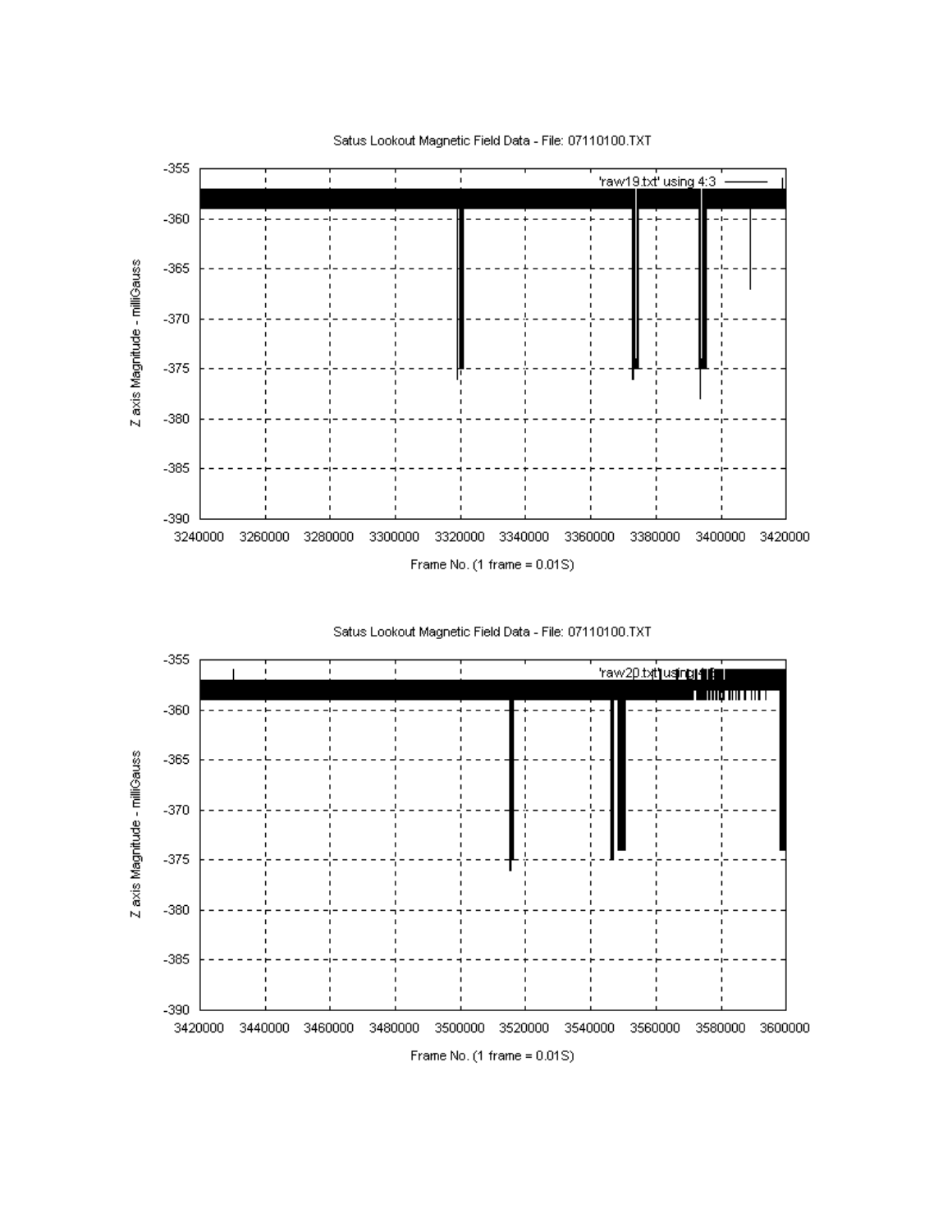Satus Lookout Magnetic Field Data - File: 07110100.TXT

Z axis Magnitude - milliGauss

'raw19.txt' using 4:3

Frame No. (1 frame = 0.01S)

Satus Lookout Magnetic Field Data - File: 07110100.TXT

Z axis Magnitude - milliGauss

'raw20.txt' using 4:3

Frame No. (1 frame = 0.01S)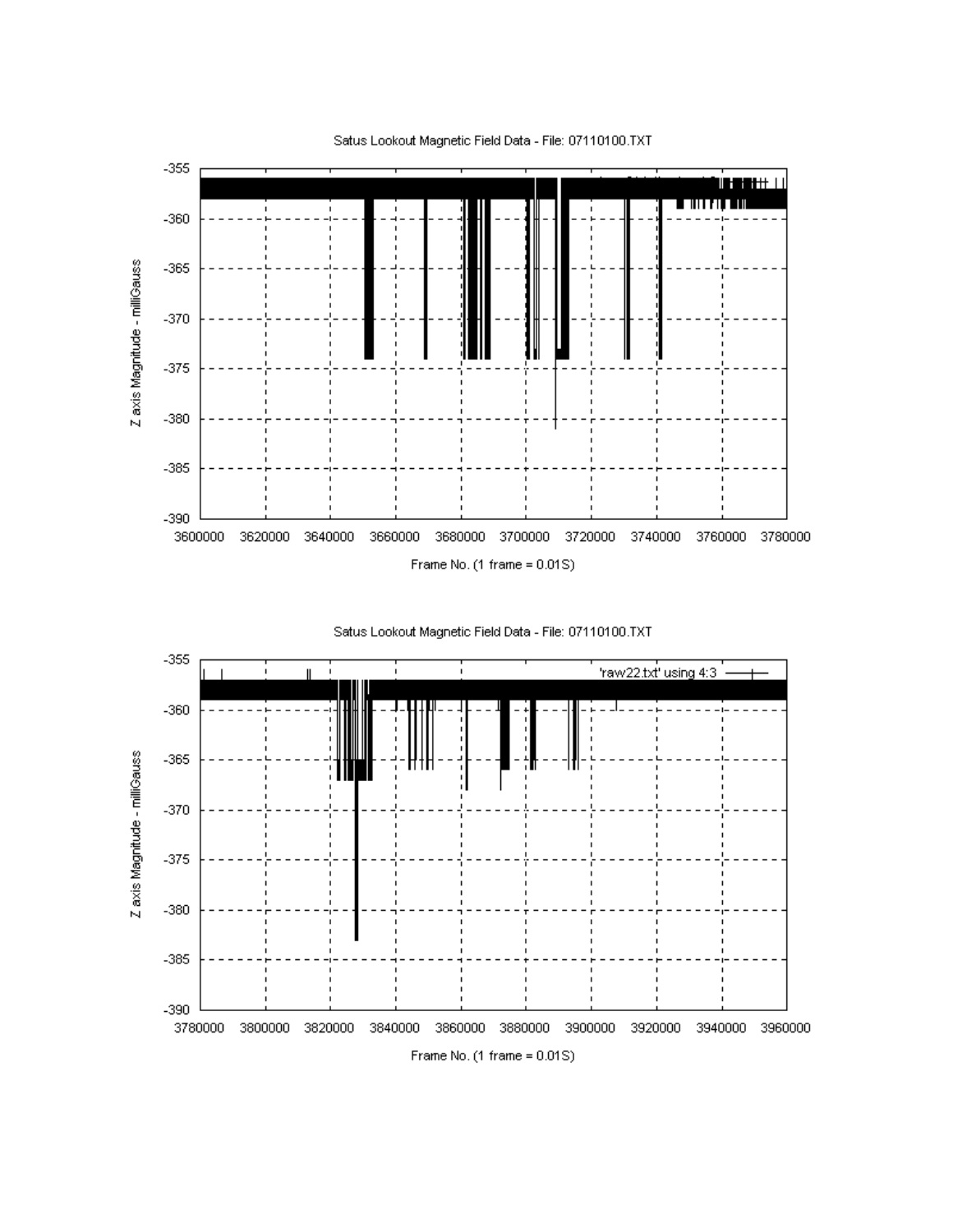Satus Lookout Magnetic Field Data - File: 07110100.TXT

Z axis Magnitude - milliGauss

Frame No. (1 frame = 0.01S)

Satus Lookout Magnetic Field Data - File: 07110100.TXT

'raw22.txt' using 4:3

Z axis Magnitude - milliGauss

Frame No. (1 frame = 0.01S)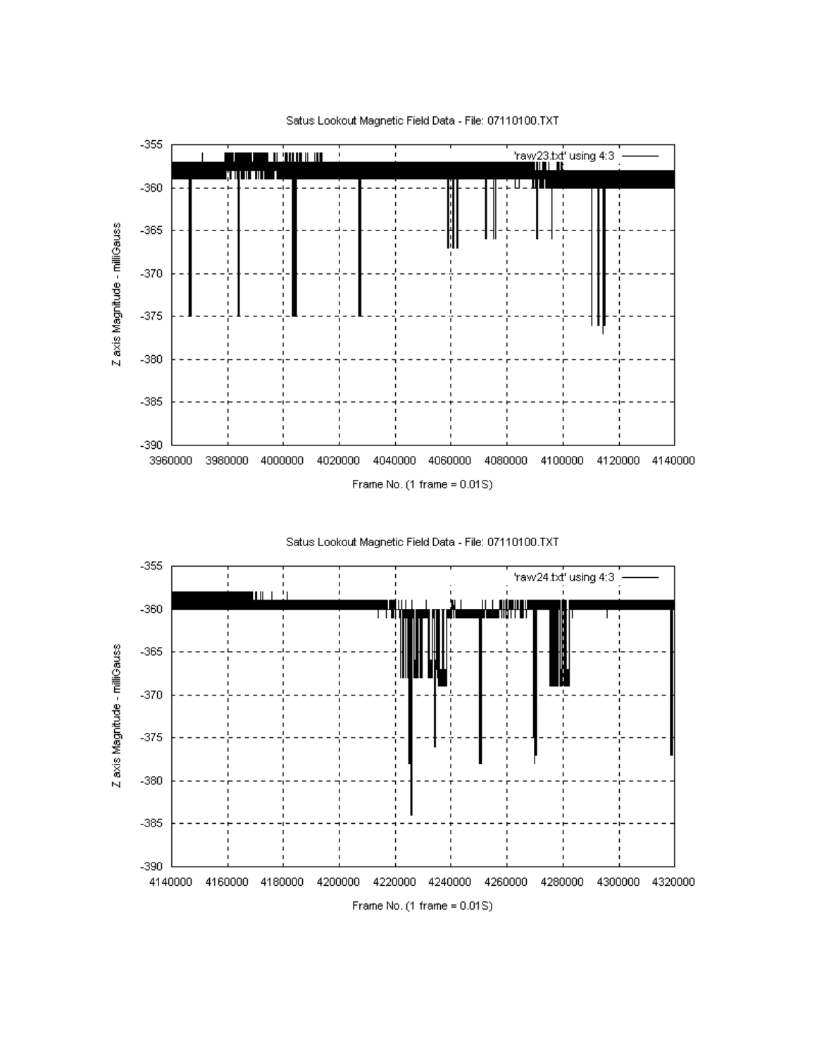Satus Lookout Magnetic Field Data - File: 07110100.TXT

'raw23.txt' using 4:3

Z axis Magnitude - milliGauss

-355, -360, -365, -370, -375, -380, -385, -390

3960000, 3980000, 4000000, 4020000, 4040000, 4060000, 4080000, 4100000, 4120000, 4140000

Frame No. (1 frame = 0.01S)

Satus Lookout Magnetic Field Data - File: 07110100.TXT

'raw24.txt' using 4:3

Z axis Magnitude - milliGauss

-355, -360, -365, -370, -375, -380, -385, -390

4140000, 4160000, 4180000, 4200000, 4220000, 4240000, 4260000, 4280000, 4300000, 4320000

Frame No. (1 frame = 0.01S)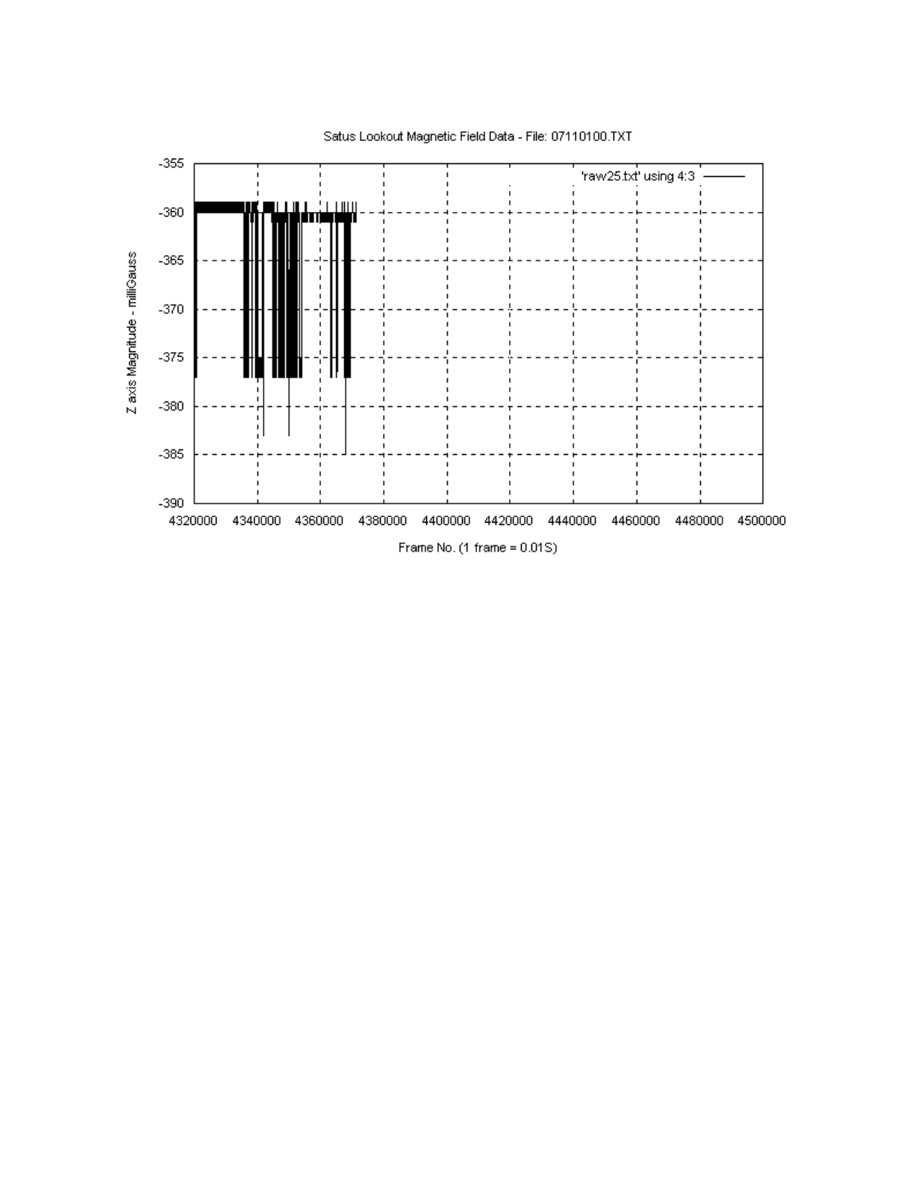Satus Lookout Magnetic Field Data - File: 07110100.TXT

'raw25.txt' using 4:3

Z axis Magnitude - milliGauss

-355
-360
-365
-370
-375
-380
-385
-390

4320000 4340000 4360000 4380000 4400000 4420000 4440000 4460000 4480000 4500000

Frame No. (1 frame = 0.01S)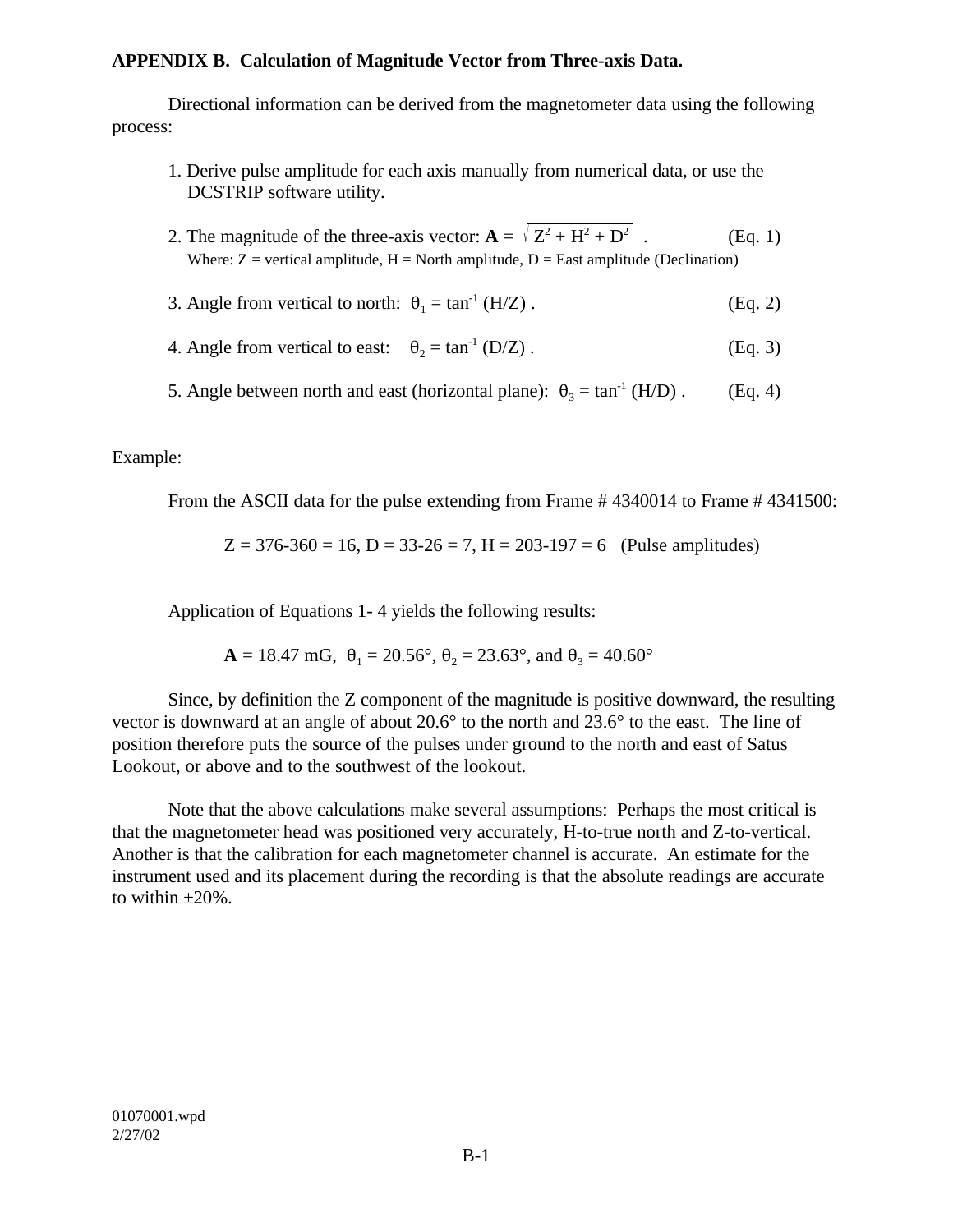**APPENDIX B. Calculation of Magnitude Vector from Three-axis Data.**

Directional information can be derived from the magnetometer data using the following process:

1. Derive pulse amplitude for each axis manually from numerical data, or use the DCSTRIP software utility.

2. The magnitude of the three-axis vector: $\mathbf{A} = \sqrt{Z^2 + H^2 + D^2}$ . (Eq. 1)
   Where: Z = vertical amplitude, H = North amplitude, D = East amplitude (Declination)

3. Angle from vertical to north: $\theta_1 = \tan^{-1}(H/Z)$ . (Eq. 2)

4. Angle from vertical to east: $\theta_2 = \tan^{-1}(D/Z)$ . (Eq. 3)

5. Angle between north and east (horizontal plane): $\theta_3 = \tan^{-1}(H/D)$ . (Eq. 4)

Example:

From the ASCII data for the pulse extending from Frame # 4340014 to Frame # 4341500:

Z = 376-360 = 16, D = 33-26 = 7, H = 203-197 = 6 (Pulse amplitudes)

Application of Equations 1- 4 yields the following results:

$\mathbf{A}$ = 18.47 mG, $\theta_1 = 20.56°$, $\theta_2 = 23.63°$, and $\theta_3 = 40.60°$

Since, by definition the Z component of the magnitude is positive downward, the resulting vector is downward at an angle of about 20.6° to the north and 23.6° to the east. The line of position therefore puts the source of the pulses under ground to the north and east of Satus Lookout, or above and to the southwest of the lookout.

Note that the above calculations make several assumptions: Perhaps the most critical is that the magnetometer head was positioned very accurately, H-to-true north and Z-to-vertical. Another is that the calibration for each magnetometer channel is accurate. An estimate for the instrument used and its placement during the recording is that the absolute readings are accurate to within ±20%.

01070001.wpd
2/27/02